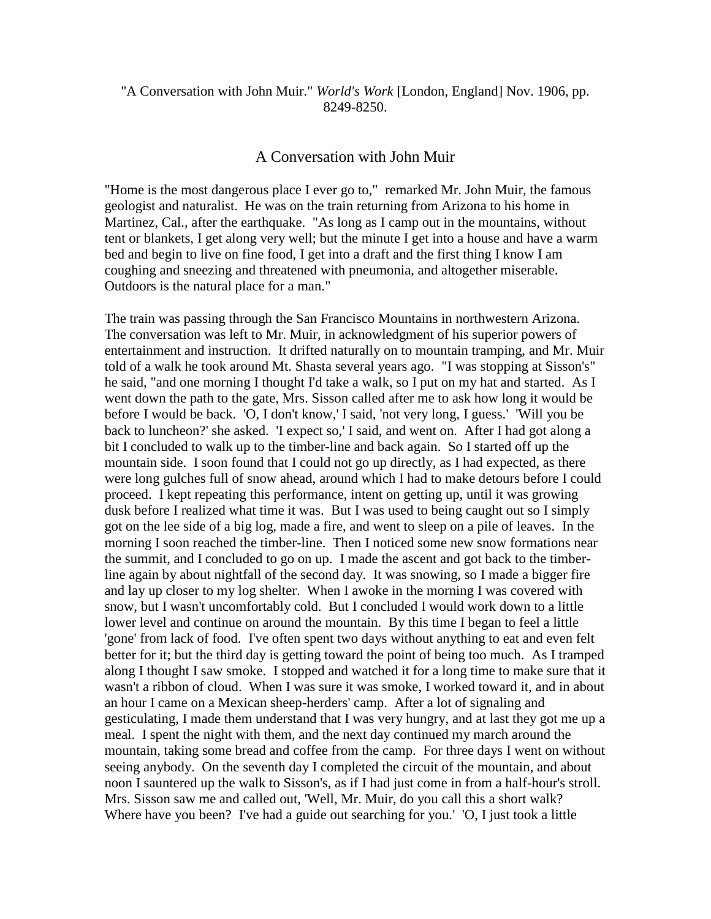"A Conversation with John Muir." *World's Work* [London, England] Nov. 1906, pp. 8249-8250.

# A Conversation with John Muir

"Home is the most dangerous place I ever go to," remarked Mr. John Muir, the famous geologist and naturalist. He was on the train returning from Arizona to his home in Martinez, Cal., after the earthquake. "As long as I camp out in the mountains, without tent or blankets, I get along very well; but the minute I get into a house and have a warm bed and begin to live on fine food, I get into a draft and the first thing I know I am coughing and sneezing and threatened with pneumonia, and altogether miserable. Outdoors is the natural place for a man."

The train was passing through the San Francisco Mountains in northwestern Arizona. The conversation was left to Mr. Muir, in acknowledgment of his superior powers of entertainment and instruction. It drifted naturally on to mountain tramping, and Mr. Muir told of a walk he took around Mt. Shasta several years ago. "I was stopping at Sisson's" he said, "and one morning I thought I'd take a walk, so I put on my hat and started. As I went down the path to the gate, Mrs. Sisson called after me to ask how long it would be before I would be back. 'O, I don't know,' I said, 'not very long, I guess.' 'Will you be back to luncheon?' she asked. 'I expect so,' I said, and went on. After I had got along a bit I concluded to walk up to the timber-line and back again. So I started off up the mountain side. I soon found that I could not go up directly, as I had expected, as there were long gulches full of snow ahead, around which I had to make detours before I could proceed. I kept repeating this performance, intent on getting up, until it was growing dusk before I realized what time it was. But I was used to being caught out so I simply got on the lee side of a big log, made a fire, and went to sleep on a pile of leaves. In the morning I soon reached the timber-line. Then I noticed some new snow formations near the summit, and I concluded to go on up. I made the ascent and got back to the timber-line again by about nightfall of the second day. It was snowing, so I made a bigger fire and lay up closer to my log shelter. When I awoke in the morning I was covered with snow, but I wasn't uncomfortably cold. But I concluded I would work down to a little lower level and continue on around the mountain. By this time I began to feel a little 'gone' from lack of food. I've often spent two days without anything to eat and even felt better for it; but the third day is getting toward the point of being too much. As I tramped along I thought I saw smoke. I stopped and watched it for a long time to make sure that it wasn't a ribbon of cloud. When I was sure it was smoke, I worked toward it, and in about an hour I came on a Mexican sheep-herders' camp. After a lot of signaling and gesticulating, I made them understand that I was very hungry, and at last they got me up a meal. I spent the night with them, and the next day continued my march around the mountain, taking some bread and coffee from the camp. For three days I went on without seeing anybody. On the seventh day I completed the circuit of the mountain, and about noon I sauntered up the walk to Sisson's, as if I had just come in from a half-hour's stroll. Mrs. Sisson saw me and called out, 'Well, Mr. Muir, do you call this a short walk? Where have you been? I've had a guide out searching for you.' 'O, I just took a little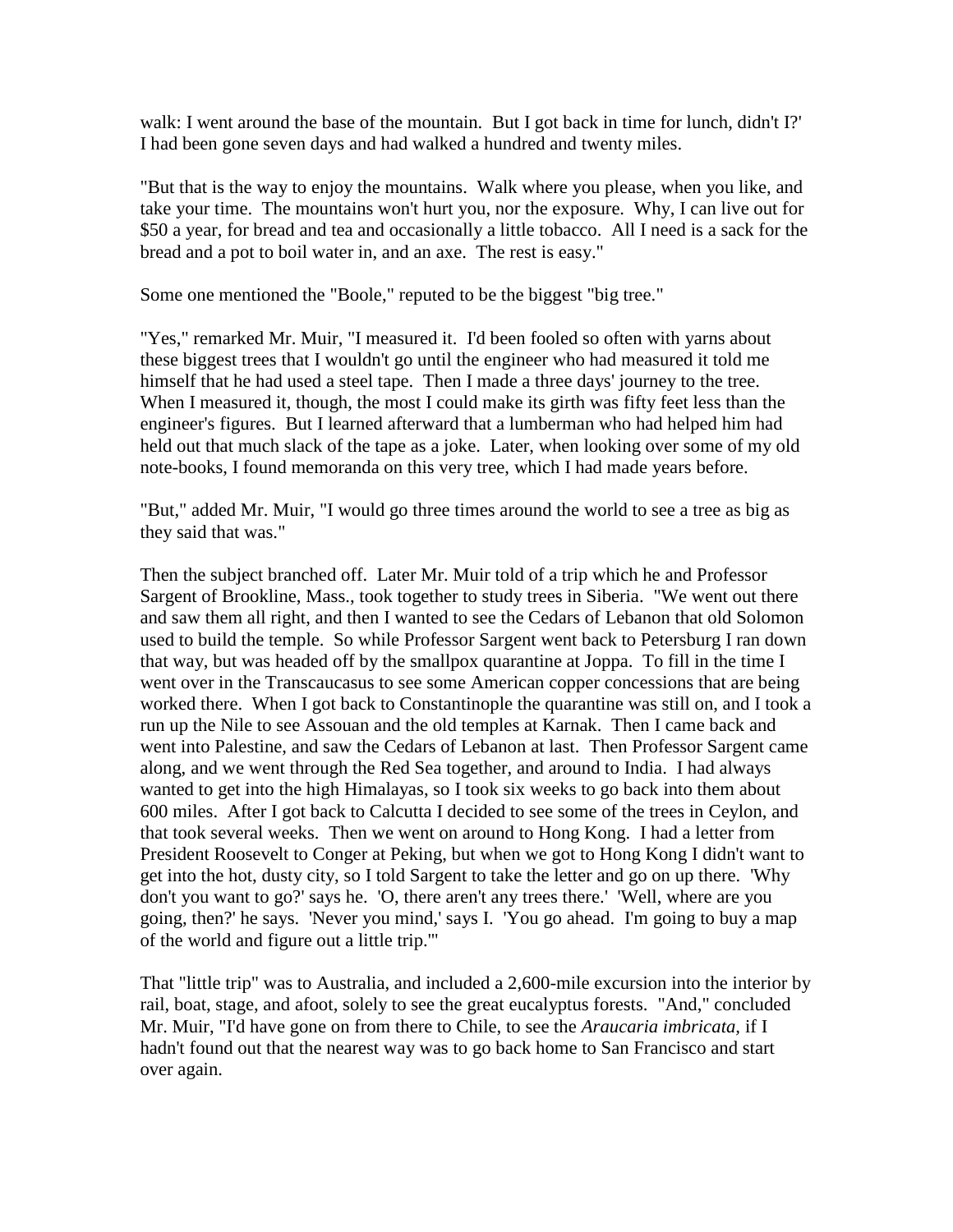walk: I went around the base of the mountain. But I got back in time for lunch, didn't I?' I had been gone seven days and had walked a hundred and twenty miles.

"But that is the way to enjoy the mountains. Walk where you please, when you like, and take your time. The mountains won't hurt you, nor the exposure. Why, I can live out for $50 a year, for bread and tea and occasionally a little tobacco. All I need is a sack for the bread and a pot to boil water in, and an axe. The rest is easy."

Some one mentioned the "Boole," reputed to be the biggest "big tree."

"Yes," remarked Mr. Muir, "I measured it. I'd been fooled so often with yarns about these biggest trees that I wouldn't go until the engineer who had measured it told me himself that he had used a steel tape. Then I made a three days' journey to the tree. When I measured it, though, the most I could make its girth was fifty feet less than the engineer's figures. But I learned afterward that a lumberman who had helped him had held out that much slack of the tape as a joke. Later, when looking over some of my old note-books, I found memoranda on this very tree, which I had made years before.

"But," added Mr. Muir, "I would go three times around the world to see a tree as big as they said that was."

Then the subject branched off. Later Mr. Muir told of a trip which he and Professor Sargent of Brookline, Mass., took together to study trees in Siberia. "We went out there and saw them all right, and then I wanted to see the Cedars of Lebanon that old Solomon used to build the temple. So while Professor Sargent went back to Petersburg I ran down that way, but was headed off by the smallpox quarantine at Joppa. To fill in the time I went over in the Transcaucasus to see some American copper concessions that are being worked there. When I got back to Constantinople the quarantine was still on, and I took a run up the Nile to see Assouan and the old temples at Karnak. Then I came back and went into Palestine, and saw the Cedars of Lebanon at last. Then Professor Sargent came along, and we went through the Red Sea together, and around to India. I had always wanted to get into the high Himalayas, so I took six weeks to go back into them about 600 miles. After I got back to Calcutta I decided to see some of the trees in Ceylon, and that took several weeks. Then we went on around to Hong Kong. I had a letter from President Roosevelt to Conger at Peking, but when we got to Hong Kong I didn't want to get into the hot, dusty city, so I told Sargent to take the letter and go on up there. 'Why don't you want to go?' says he. 'O, there aren't any trees there.' 'Well, where are you going, then?' he says. 'Never you mind,' says I. 'You go ahead. I'm going to buy a map of the world and figure out a little trip.'"

That "little trip" was to Australia, and included a 2,600-mile excursion into the interior by rail, boat, stage, and afoot, solely to see the great eucalyptus forests. "And," concluded Mr. Muir, "I'd have gone on from there to Chile, to see the *Araucaria imbricata*, if I hadn't found out that the nearest way was to go back home to San Francisco and start over again.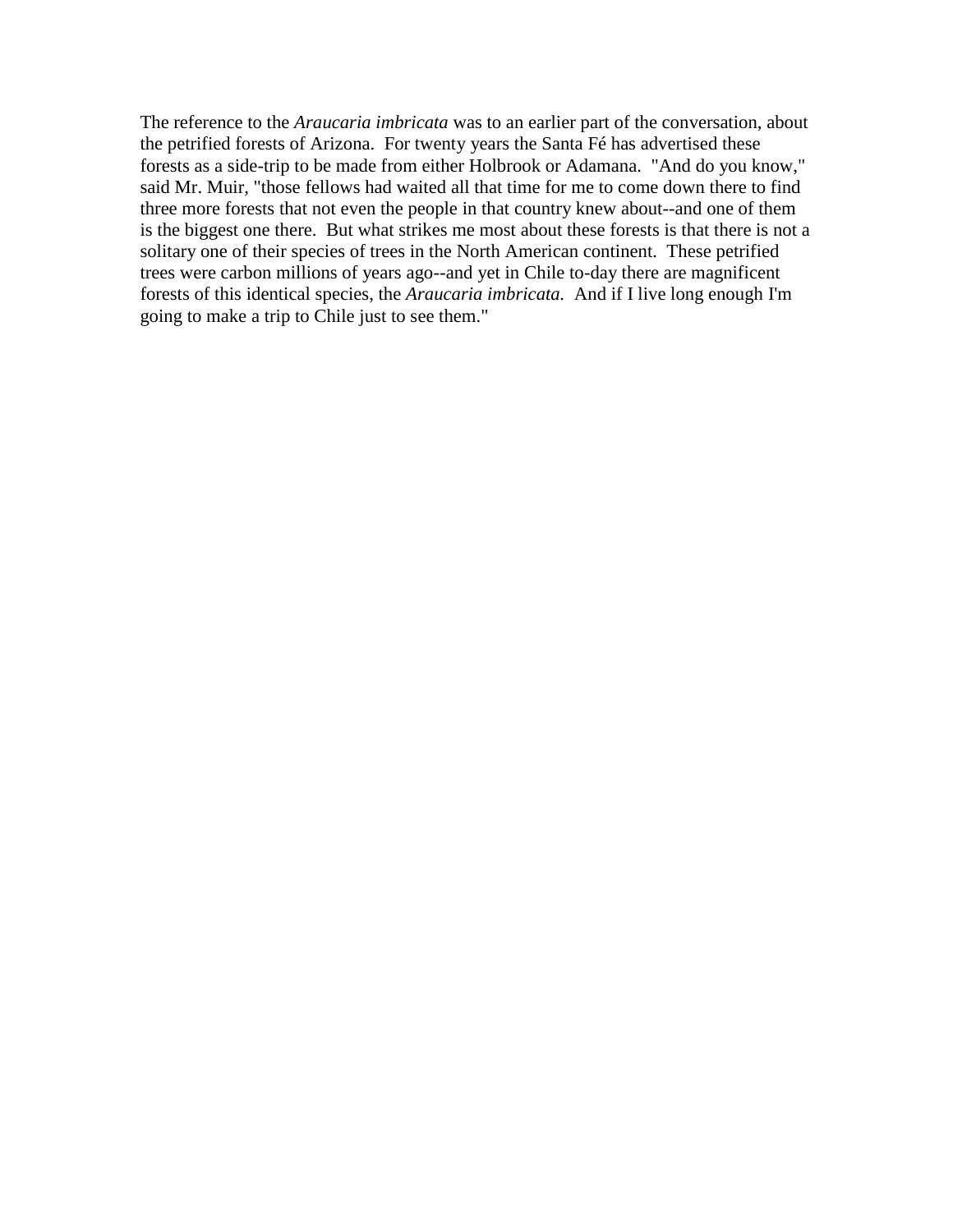The reference to the *Araucaria imbricata* was to an earlier part of the conversation, about the petrified forests of Arizona. For twenty years the Santa Fé has advertised these forests as a side-trip to be made from either Holbrook or Adamana. "And do you know," said Mr. Muir, "those fellows had waited all that time for me to come down there to find three more forests that not even the people in that country knew about--and one of them is the biggest one there. But what strikes me most about these forests is that there is not a solitary one of their species of trees in the North American continent. These petrified trees were carbon millions of years ago--and yet in Chile to-day there are magnificent forests of this identical species, the *Araucaria imbricata.* And if I live long enough I'm going to make a trip to Chile just to see them."